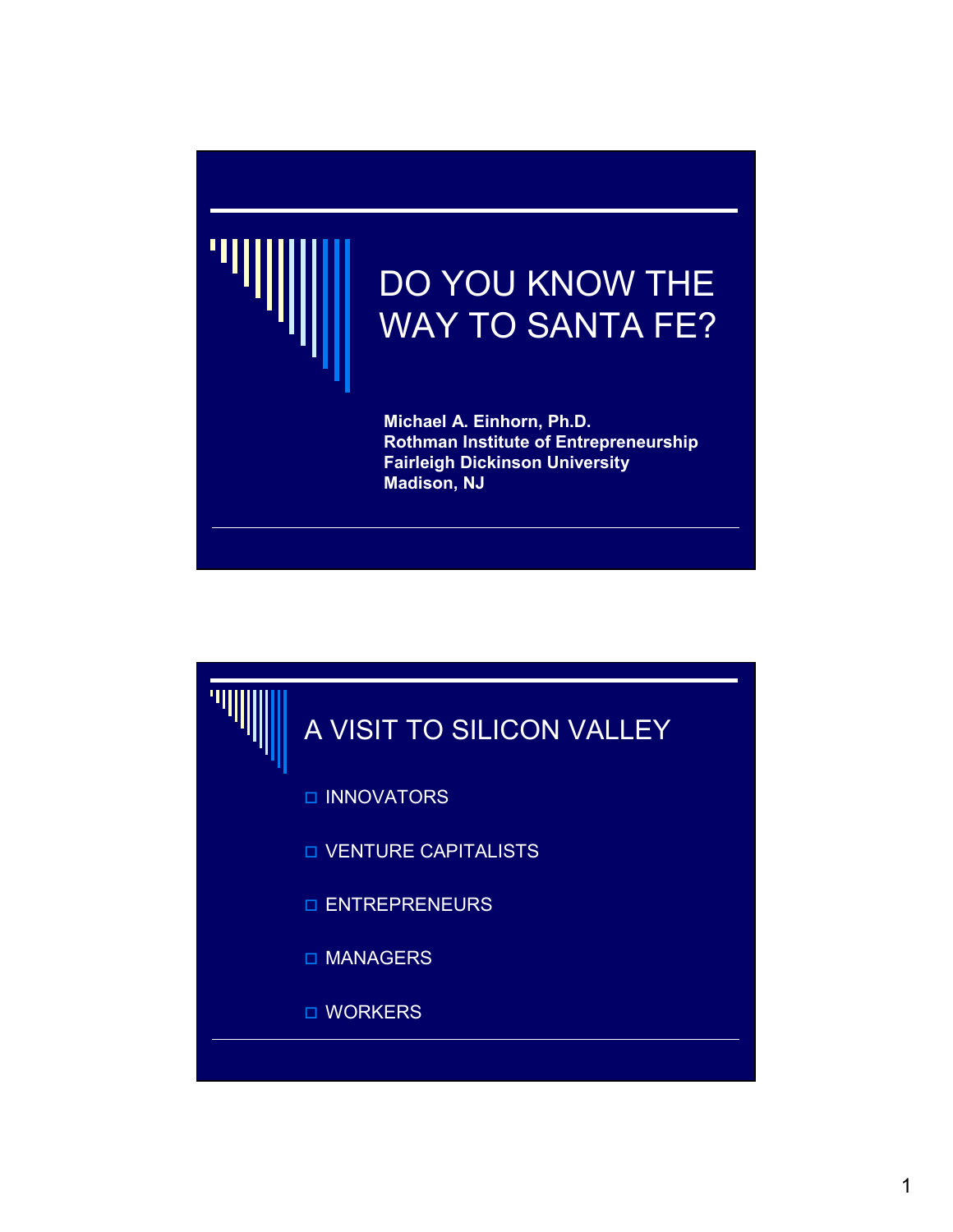# DO YOU KNOW THE WAY TO SANTA FE?

**Michael A. Einhorn, Ph.D.**
**Rothman Institute of Entrepreneurship**
**Fairleigh Dickinson University**
**Madison, NJ**

## A VISIT TO SILICON VALLEY

- INNOVATORS
- VENTURE CAPITALISTS
- ENTREPRENEURS
- MANAGERS
- WORKERS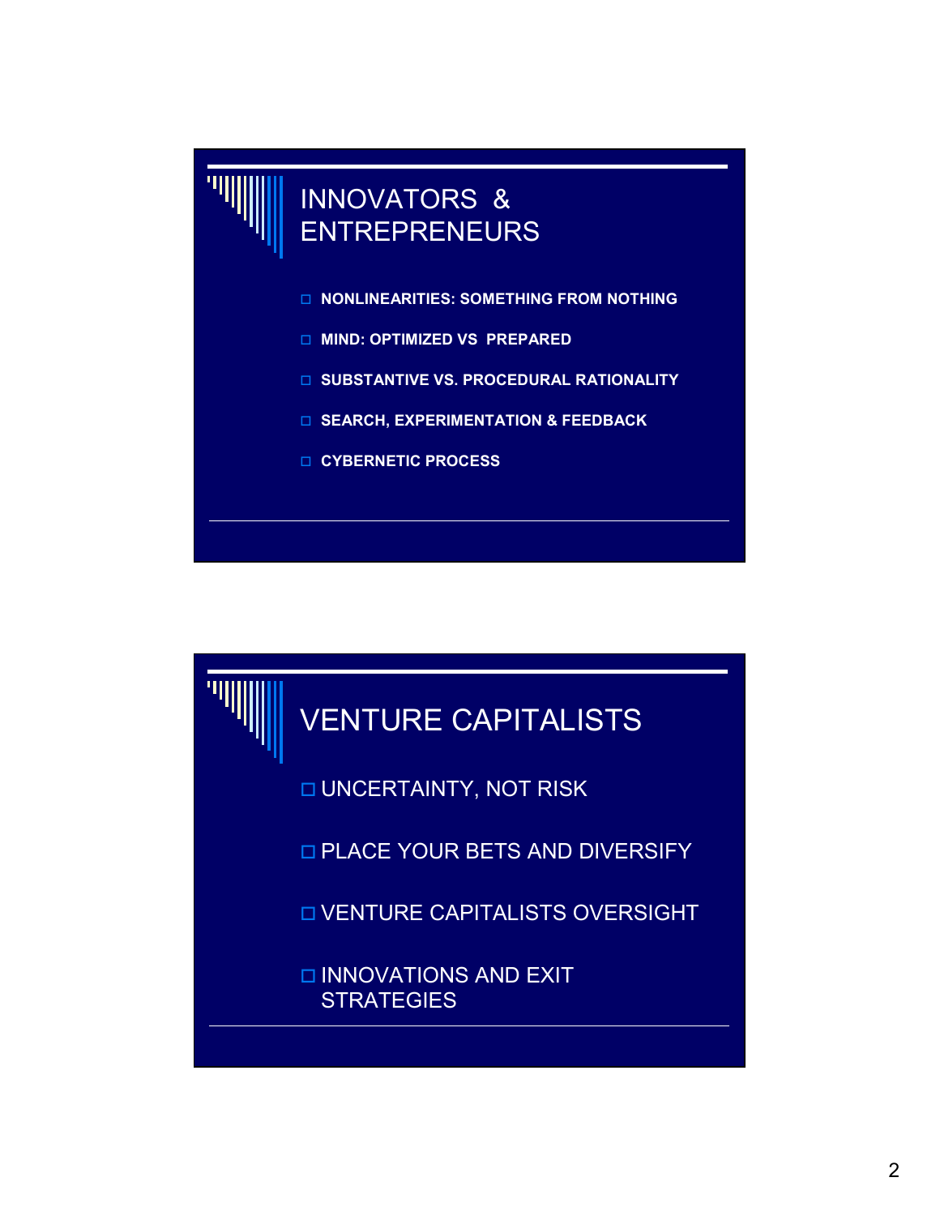## INNOVATORS & ENTREPRENEURS

- **NONLINEARITIES: SOMETHING FROM NOTHING**
- **MIND: OPTIMIZED VS PREPARED**
- **SUBSTANTIVE VS. PROCEDURAL RATIONALITY**
- **SEARCH, EXPERIMENTATION & FEEDBACK**
- **CYBERNETIC PROCESS**

## VENTURE CAPITALISTS

- UNCERTAINTY, NOT RISK
- PLACE YOUR BETS AND DIVERSIFY
- VENTURE CAPITALISTS OVERSIGHT
- INNOVATIONS AND EXIT STRATEGIES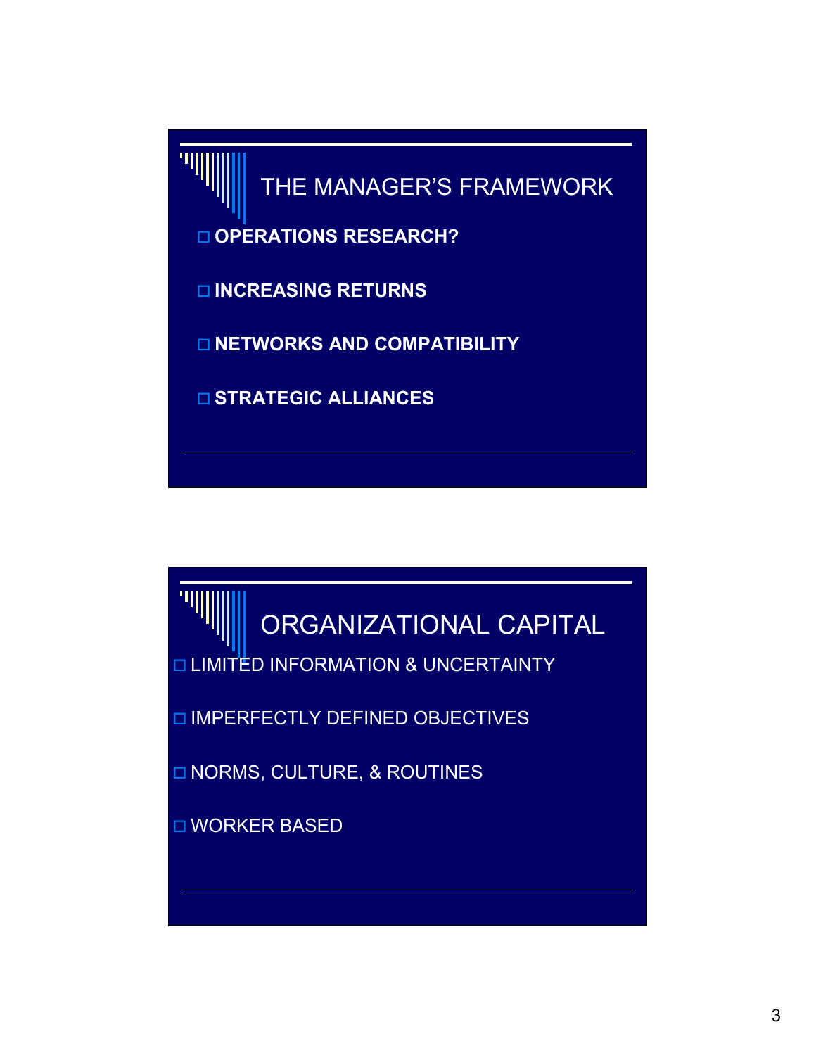## THE MANAGER'S FRAMEWORK

- **OPERATIONS RESEARCH?**
- **INCREASING RETURNS**
- **NETWORKS AND COMPATIBILITY**
- **STRATEGIC ALLIANCES**

## ORGANIZATIONAL CAPITAL

- LIMITED INFORMATION & UNCERTAINTY
- IMPERFECTLY DEFINED OBJECTIVES
- NORMS, CULTURE, & ROUTINES
- WORKER BASED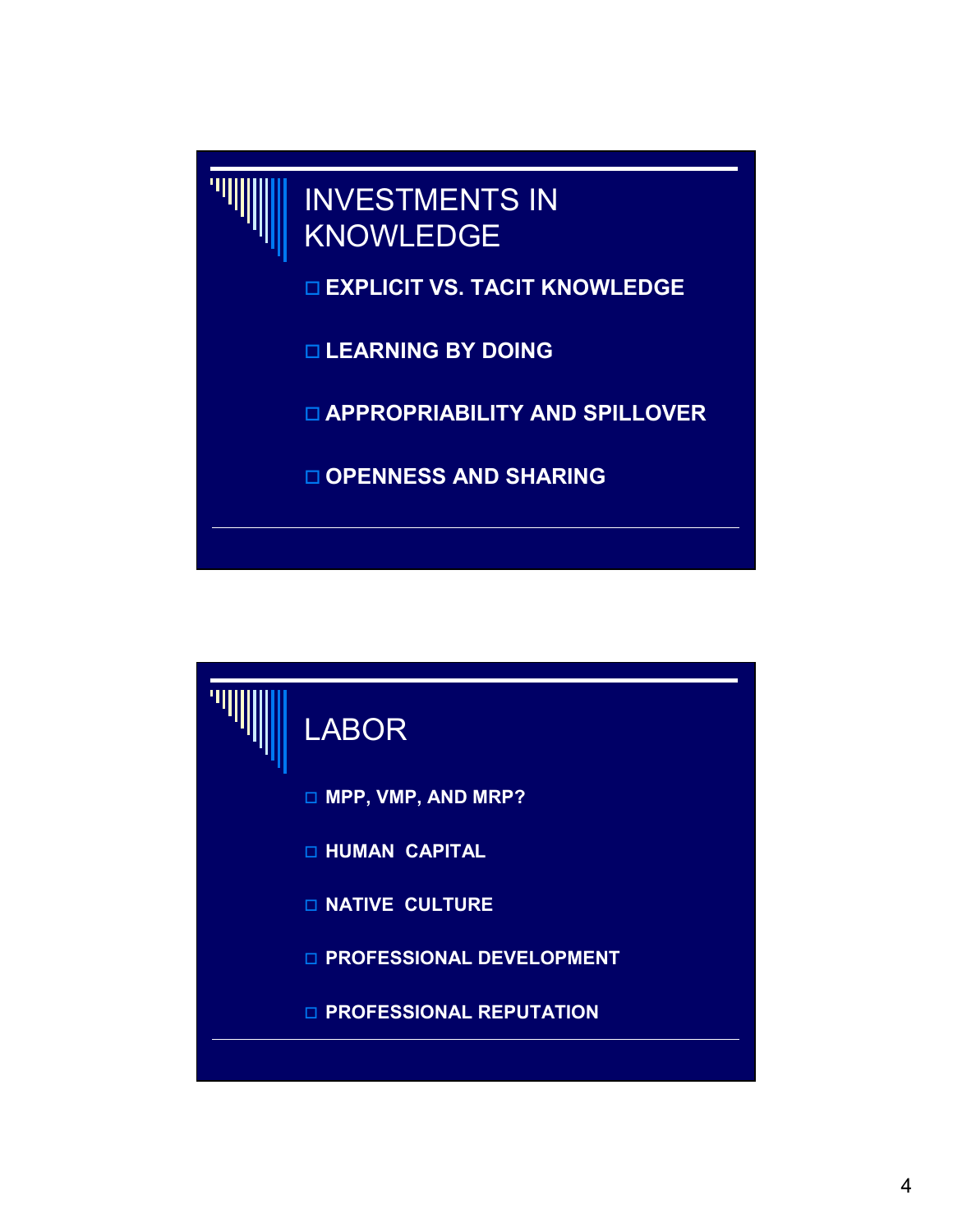## INVESTMENTS IN KNOWLEDGE

- EXPLICIT VS. TACIT KNOWLEDGE
- LEARNING BY DOING
- APPROPRIABILITY AND SPILLOVER
- OPENNESS AND SHARING

## LABOR

- MPP, VMP, AND MRP?
- HUMAN CAPITAL
- NATIVE CULTURE
- PROFESSIONAL DEVELOPMENT
- PROFESSIONAL REPUTATION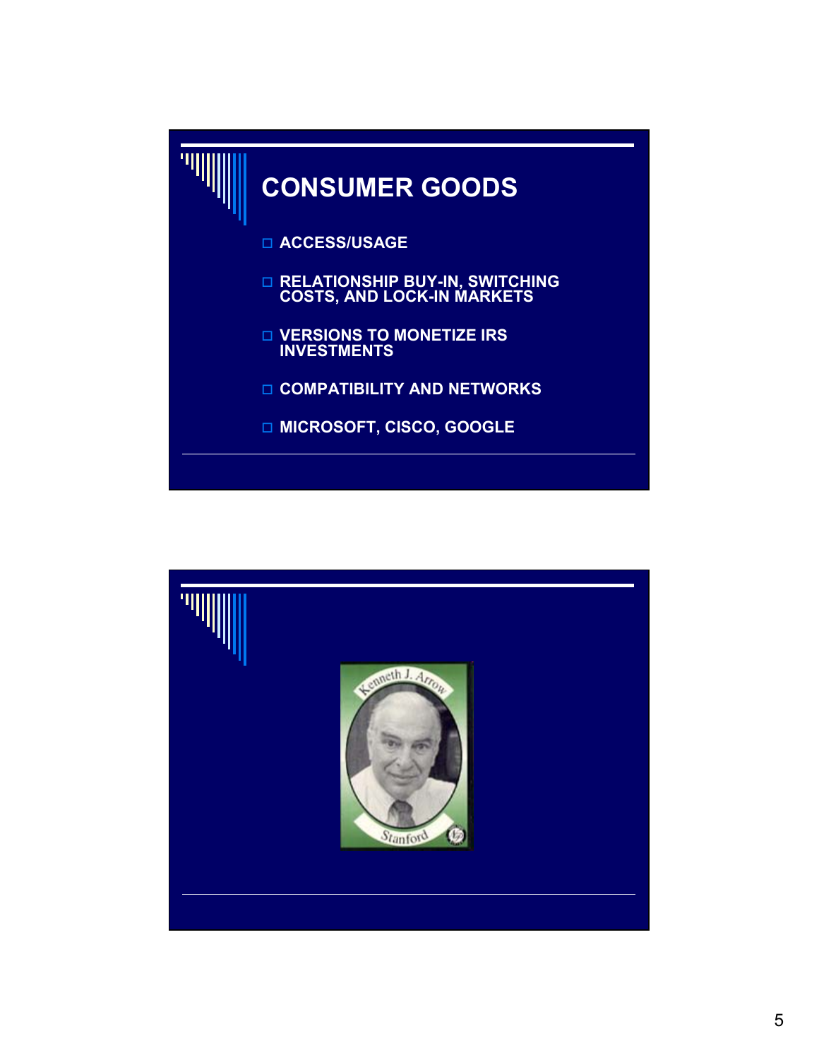## CONSUMER GOODS

- ACCESS/USAGE
- RELATIONSHIP BUY-IN, SWITCHING COSTS, AND LOCK-IN MARKETS
- VERSIONS TO MONETIZE IRS INVESTMENTS
- COMPATIBILITY AND NETWORKS
- MICROSOFT, CISCO, GOOGLE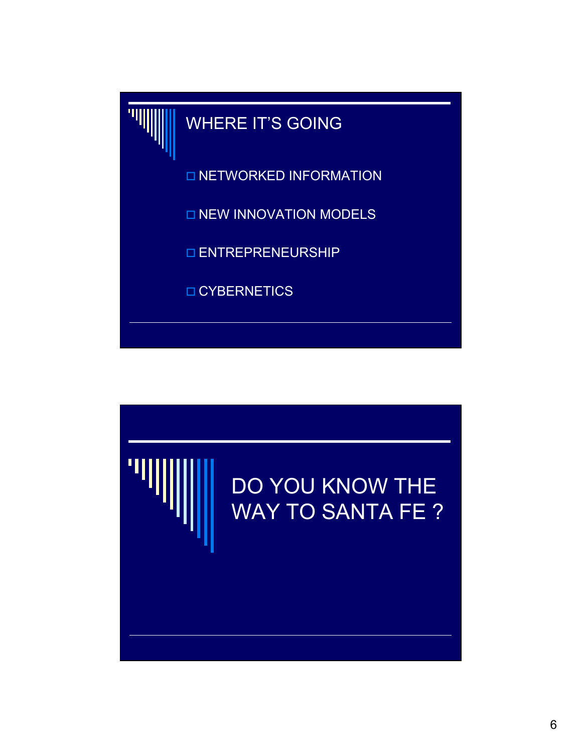## WHERE IT'S GOING

- NETWORKED INFORMATION
- NEW INNOVATION MODELS
- ENTREPRENEURSHIP
- CYBERNETICS

## DO YOU KNOW THE WAY TO SANTA FE ?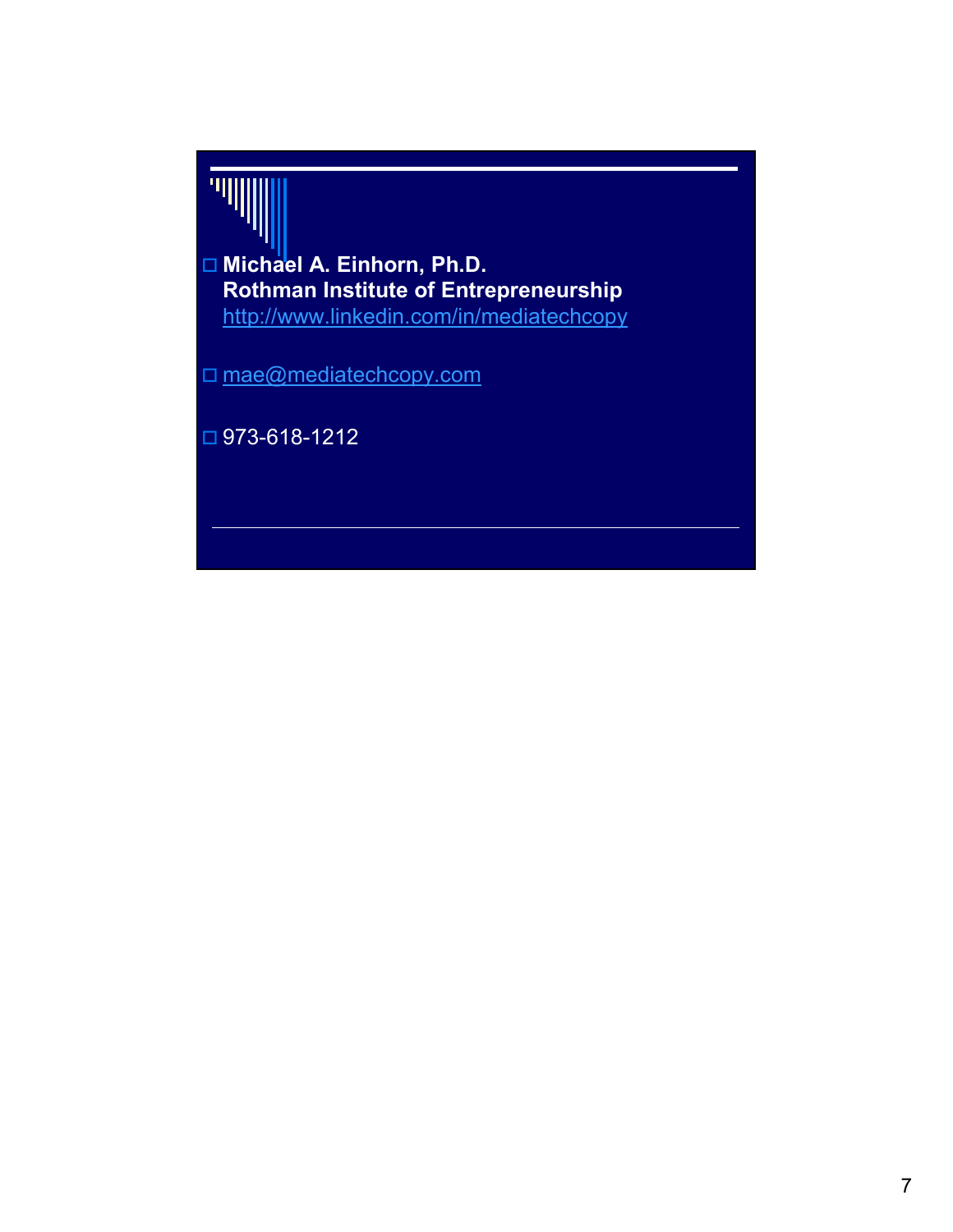- **Michael A. Einhorn, Ph.D.**
  **Rothman Institute of Entrepreneurship**
  http://www.linkedin.com/in/mediatechcopy

- mae@mediatechcopy.com

- 973-618-1212